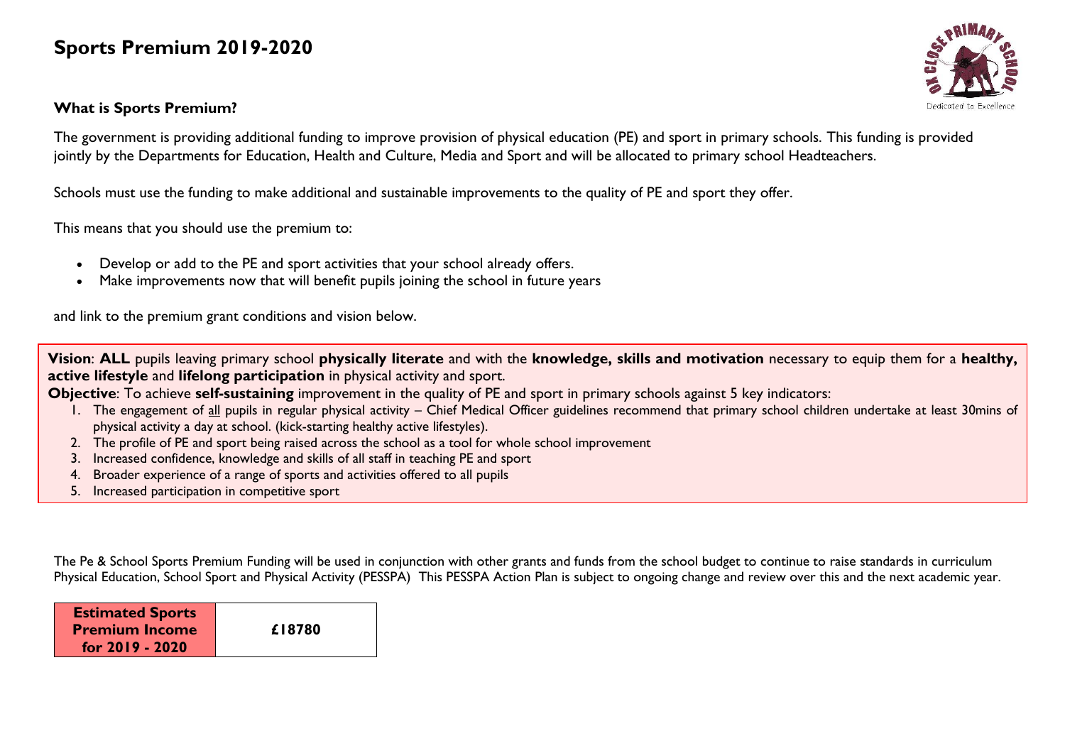# Sports Premium 2019-2020

### What is Sports Premium?

The government is providing additional funding to improve provision of physical education (PE) and sport in primary schools. This funding is provided jointly by the Departments for Education, Health and Culture, Media and Sport and will be allocated to primary school Headteachers.

Schools must use the funding to make additional and sustainable improvements to the quality of PE and sport they offer.

This means that you should use the premium to:

- Develop or add to the PE and sport activities that your school already offers.
- Make improvements now that will benefit pupils joining the school in future years

and link to the premium grant conditions and vision below.

**Vision**: **ALL** pupils leaving primary school **physically literate** and with the **knowledge, skills and motivation** necessary to equip them for a **healthy, active lifestyle** and **lifelong participation** in physical activity and sport.

**Objective**: To achieve **self-sustaining** improvement in the quality of PE and sport in primary schools against 5 key indicators:

1. The engagement of all pupils in regular physical activity – Chief Medical Officer guidelines recommend that primary school children undertake at least 30mins of physical activity a day at school. (kick-starting healthy active lifestyles).
2. The profile of PE and sport being raised across the school as a tool for whole school improvement
3. Increased confidence, knowledge and skills of all staff in teaching PE and sport
4. Broader experience of a range of sports and activities offered to all pupils
5. Increased participation in competitive sport

The Pe & School Sports Premium Funding will be used in conjunction with other grants and funds from the school budget to continue to raise standards in curriculum Physical Education, School Sport and Physical Activity (PESSPA) This PESSPA Action Plan is subject to ongoing change and review over this and the next academic year.

| **Estimated Sports Premium Income for 2019 - 2020** | **£18780** |
|---|---|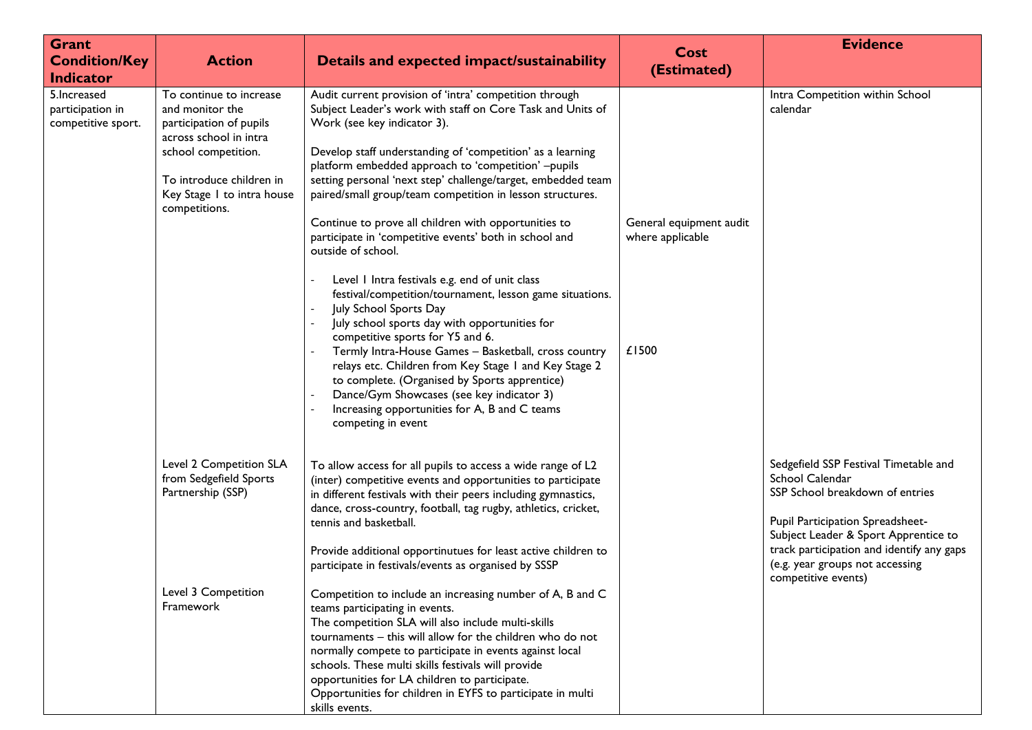| Grant Condition/Key Indicator | Action | Details and expected impact/sustainability | Cost (Estimated) | Evidence |
|---|---|---|---|---|
| 5.Increased participation in competitive sport. | To continue to increase and monitor the participation of pupils across school in intra school competition.<br><br>To introduce children in Key Stage 1 to intra house competitions. | Audit current provision of 'intra' competition through Subject Leader's work with staff on Core Task and Units of Work (see key indicator 3).<br><br>Develop staff understanding of 'competition' as a learning platform embedded approach to 'competition' –pupils setting personal 'next step' challenge/target, embedded team paired/small group/team competition in lesson structures.<br><br>Continue to prove all children with opportunities to participate in 'competitive events' both in school and outside of school.<br><br>- Level 1 Intra festivals e.g. end of unit class festival/competition/tournament, lesson game situations.<br>- July School Sports Day<br>- July school sports day with opportunities for competitive sports for Y5 and 6.<br>- Termly Intra-House Games – Basketball, cross country relays etc. Children from Key Stage 1 and Key Stage 2 to complete. (Organised by Sports apprentice)<br>- Dance/Gym Showcases (see key indicator 3)<br>- Increasing opportunities for A, B and C teams competing in event | General equipment audit where applicable<br><br>£1500 | Intra Competition within School calendar |
| | Level 2 Competition SLA from Sedgefield Sports Partnership (SSP) | To allow access for all pupils to access a wide range of L2 (inter) competitive events and opportunities to participate in different festivals with their peers including gymnastics, dance, cross-country, football, tag rugby, athletics, cricket, tennis and basketball.<br><br>Provide additional opportinutues for least active children to participate in festivals/events as organised by SSSP | | Sedgefield SSP Festival Timetable and School Calendar<br>SSP School breakdown of entries<br><br>Pupil Participation Spreadsheet- Subject Leader & Sport Apprentice to track participation and identify any gaps (e.g. year groups not accessing competitive events) |
| | Level 3 Competition Framework | Competition to include an increasing number of A, B and C teams participating in events.<br>The competition SLA will also include multi-skills tournaments – this will allow for the children who do not normally compete to participate in events against local schools. These multi skills festivals will provide opportunities for LA children to participate.<br>Opportunities for children in EYFS to participate in multi skills events. | | |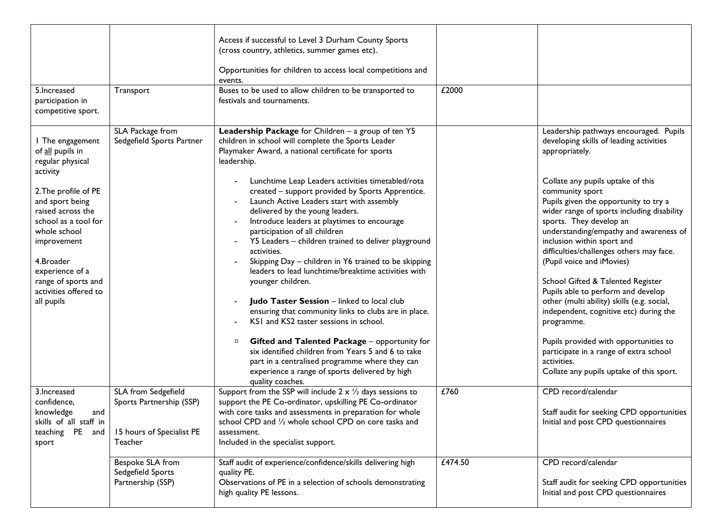| | | | | |
|---|---|---|---|---|
| | | Access if successful to Level 3 Durham County Sports (cross country, athletics, summer games etc).<br><br>Opportunities for children to access local competitions and events. | | |
| 5.Increased participation in competitive sport. | Transport | Buses to be used to allow children to be transported to festivals and tournaments. | £2000 | |
| 1 The engagement of <u>all</u> pupils in regular physical activity<br><br>2.The profile of PE and sport being raised across the school as a tool for whole school improvement<br><br>4.Broader experience of a range of sports and activities offered to all pupils | SLA Package from Sedgefield Sports Partner | **Leadership Package** for Children – a group of ten Y5 children in school will complete the Sports Leader Playmaker Award, a national certificate for sports leadership.<br><br>- Lunchtime Leap Leaders activities timetabled/rota created – support provided by Sports Apprentice.<br>- Launch Active Leaders start with assembly delivered by the young leaders.<br>- Introduce leaders at playtimes to encourage participation of all children<br>- Y5 Leaders – children trained to deliver playground activities.<br>- Skipping Day – children in Y6 trained to be skipping leaders to lead lunchtime/breaktime activities with younger children.<br><br>- **Judo Taster Session** – linked to local club ensuring that community links to clubs are in place.<br>- KS1 and KS2 taster sessions in school.<br><br>¤ **Gifted and Talented Package** – opportunity for six identified children from Years 5 and 6 to take part in a centralised programme where they can experience a range of sports delivered by high quality coaches. | | Leadership pathways encouraged. Pupils developing skills of leading activities appropriately.<br><br>Collate any pupils uptake of this community sport<br>Pupils given the opportunity to try a wider range of sports including disability sports. They develop an understanding/empathy and awareness of inclusion within sport and difficulties/challenges others may face. (Pupil voice and iMovies)<br><br>School Gifted & Talented Register<br>Pupils able to perform and develop other (multi ability) skills (e.g. social, independent, cognitive etc) during the programme.<br><br>Pupils provided with opportunities to participate in a range of extra school activities.<br>Collate any pupils uptake of this sport. |
| 3.Increased confidence, knowledge and skills of all staff in teaching PE and sport | SLA from Sedgefield Sports Partnership (SSP)<br><br>15 hours of Specialist PE Teacher | Support from the SSP will include 2 x ½ days sessions to support the PE Co-ordinator, upskilling PE Co-ordinator with core tasks and assessments in preparation for whole school CPD and ½ whole school CPD on core tasks and assessment.<br>Included in the specialist support. | £760 | CPD record/calendar<br><br>Staff audit for seeking CPD opportunities<br>Initial and post CPD questionnaires |
| | Bespoke SLA from Sedgefield Sports Partnership (SSP) | Staff audit of experience/confidence/skills delivering high quality PE.<br>Observations of PE in a selection of schools demonstrating high quality PE lessons. | £474.50 | CPD record/calendar<br><br>Staff audit for seeking CPD opportunities<br>Initial and post CPD questionnaires |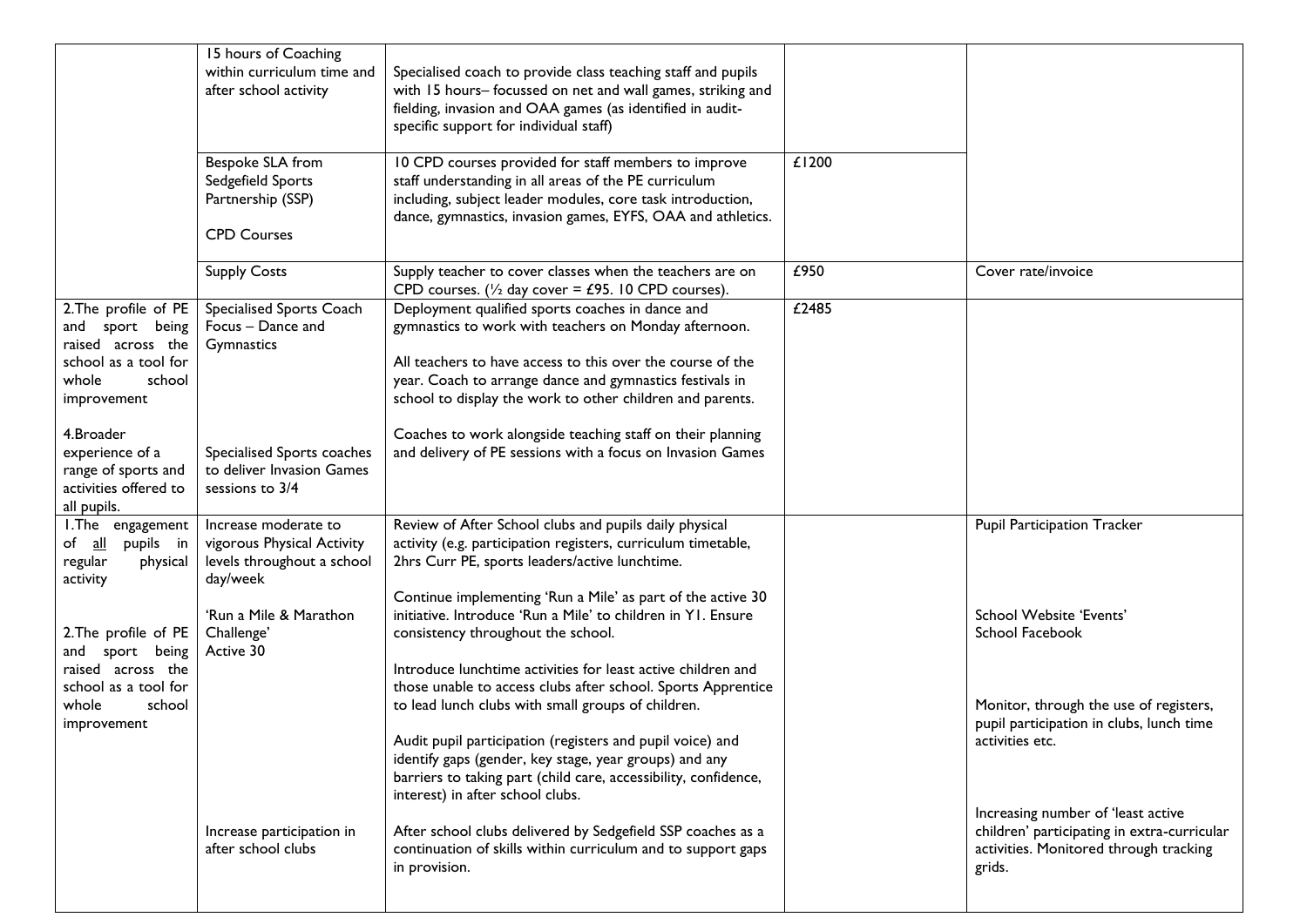| | | | | |
|---|---|---|---|---|
| | 15 hours of Coaching within curriculum time and after school activity | Specialised coach to provide class teaching staff and pupils with 15 hours– focussed on net and wall games, striking and fielding, invasion and OAA games (as identified in audit-specific support for individual staff) | | |
| | Bespoke SLA from Sedgefield Sports Partnership (SSP)<br><br>CPD Courses | 10 CPD courses provided for staff members to improve staff understanding in all areas of the PE curriculum including, subject leader modules, core task introduction, dance, gymnastics, invasion games, EYFS, OAA and athletics. | £1200 | |
| | Supply Costs | Supply teacher to cover classes when the teachers are on CPD courses. (½ day cover = £95. 10 CPD courses). | £950 | Cover rate/invoice |
| 2.The profile of PE and sport being raised across the school as a tool for whole school improvement<br><br>4.Broader experience of a range of sports and activities offered to all pupils. | Specialised Sports Coach Focus – Dance and Gymnastics<br><br>Specialised Sports coaches to deliver Invasion Games sessions to 3/4 | Deployment qualified sports coaches in dance and gymnastics to work with teachers on Monday afternoon.<br><br>All teachers to have access to this over the course of the year. Coach to arrange dance and gymnastics festivals in school to display the work to other children and parents.<br><br>Coaches to work alongside teaching staff on their planning and delivery of PE sessions with a focus on Invasion Games | £2485 | |
| 1.The engagement of <u>all</u> pupils in regular physical activity<br><br>2.The profile of PE and sport being raised across the school as a tool for whole school improvement | Increase moderate to vigorous Physical Activity levels throughout a school day/week<br><br>'Run a Mile & Marathon Challenge'<br>Active 30<br><br>Increase participation in after school clubs | Review of After School clubs and pupils daily physical activity (e.g. participation registers, curriculum timetable, 2hrs Curr PE, sports leaders/active lunchtime.<br><br>Continue implementing 'Run a Mile' as part of the active 30 initiative. Introduce 'Run a Mile' to children in Y1. Ensure consistency throughout the school.<br><br>Introduce lunchtime activities for least active children and those unable to access clubs after school. Sports Apprentice to lead lunch clubs with small groups of children.<br><br>Audit pupil participation (registers and pupil voice) and identify gaps (gender, key stage, year groups) and any barriers to taking part (child care, accessibility, confidence, interest) in after school clubs.<br><br>After school clubs delivered by Sedgefield SSP coaches as a continuation of skills within curriculum and to support gaps in provision. | | Pupil Participation Tracker<br><br>School Website 'Events'<br>School Facebook<br><br>Monitor, through the use of registers, pupil participation in clubs, lunch time activities etc.<br><br>Increasing number of 'least active children' participating in extra-curricular activities. Monitored through tracking grids. |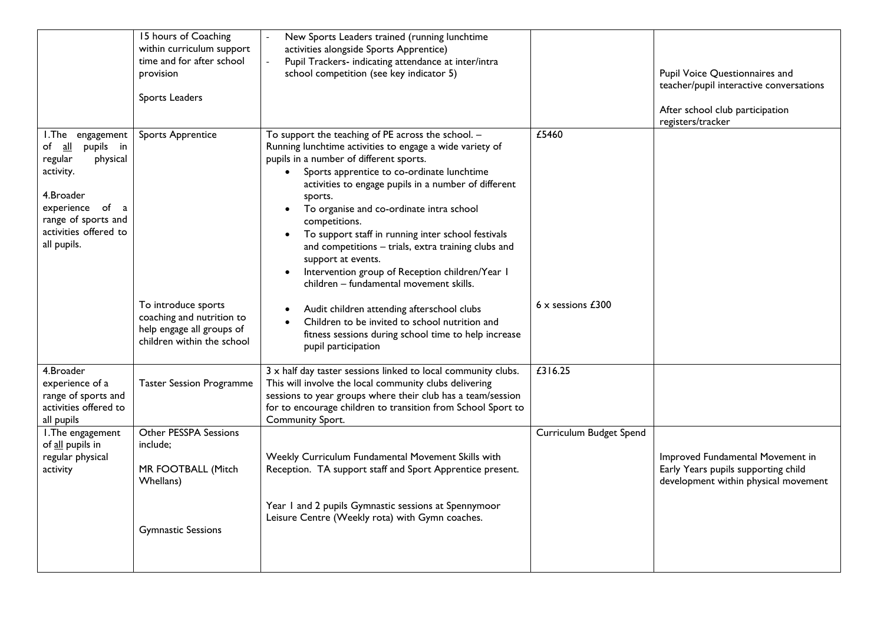| | | | | |
|---|---|---|---|---|
| | 15 hours of Coaching within curriculum support time and for after school provision<br><br>Sports Leaders | - New Sports Leaders trained (running lunchtime activities alongside Sports Apprentice)<br>- Pupil Trackers- indicating attendance at inter/intra school competition (see key indicator 5) | | Pupil Voice Questionnaires and teacher/pupil interactive conversations<br><br>After school club participation registers/tracker |
| 1.The engagement of <u>all</u> pupils in regular physical activity.<br><br>4.Broader experience of a range of sports and activities offered to all pupils. | Sports Apprentice<br><br><br><br><br><br><br><br><br><br>To introduce sports coaching and nutrition to help engage all groups of children within the school | To support the teaching of PE across the school. – Running lunchtime activities to engage a wide variety of pupils in a number of different sports.<br>• Sports apprentice to co-ordinate lunchtime activities to engage pupils in a number of different sports.<br>• To organise and co-ordinate intra school competitions.<br>• To support staff in running inter school festivals and competitions – trials, extra training clubs and support at events.<br>• Intervention group of Reception children/Year 1 children – fundamental movement skills.<br><br>• Audit children attending afterschool clubs<br>• Children to be invited to school nutrition and fitness sessions during school time to help increase pupil participation | £5460<br><br><br><br><br><br><br><br><br><br>6 x sessions £300 | |
| 4.Broader experience of a range of sports and activities offered to all pupils | Taster Session Programme | 3 x half day taster sessions linked to local community clubs. This will involve the local community clubs delivering sessions to year groups where their club has a team/session for to encourage children to transition from School Sport to Community Sport. | £316.25 | |
| 1.The engagement of <u>all</u> pupils in regular physical activity | Other PESSPA Sessions include;<br><br>MR FOOTBALL (Mitch Whellans)<br><br><br>Gymnastic Sessions | Weekly Curriculum Fundamental Movement Skills with Reception. TA support staff and Sport Apprentice present.<br><br>Year 1 and 2 pupils Gymnastic sessions at Spennymoor Leisure Centre (Weekly rota) with Gymn coaches. | Curriculum Budget Spend | Improved Fundamental Movement in Early Years pupils supporting child development within physical movement |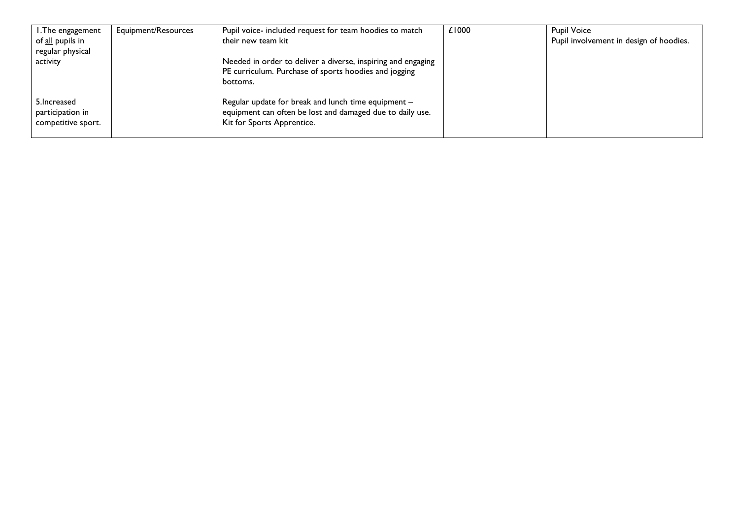| | | | | |
|---|---|---|---|---|
| 1.The engagement of <u>all</u> pupils in regular physical activity<br><br>5.Increased participation in competitive sport. | Equipment/Resources | Pupil voice- included request for team hoodies to match their new team kit<br><br>Needed in order to deliver a diverse, inspiring and engaging PE curriculum. Purchase of sports hoodies and jogging bottoms.<br><br>Regular update for break and lunch time equipment – equipment can often be lost and damaged due to daily use. Kit for Sports Apprentice. | £1000 | Pupil Voice<br>Pupil involvement in design of hoodies. |